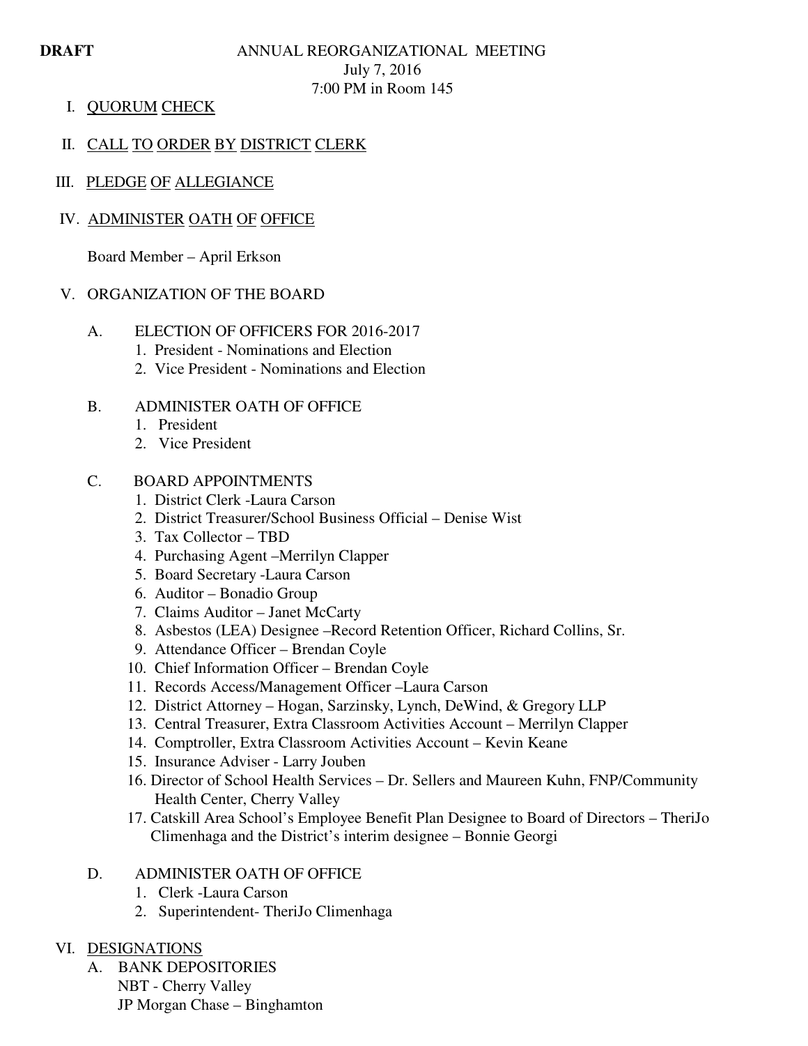**DRAFT**

ANNUAL REORGANIZATIONAL MEETING
July 7, 2016
7:00 PM in Room 145

I. QUORUM CHECK

II. CALL TO ORDER BY DISTRICT CLERK

III. PLEDGE OF ALLEGIANCE

IV. ADMINISTER OATH OF OFFICE

Board Member – April Erkson

V. ORGANIZATION OF THE BOARD

A. ELECTION OF OFFICERS FOR 2016-2017
1. President - Nominations and Election
2. Vice President - Nominations and Election

B. ADMINISTER OATH OF OFFICE
1. President
2. Vice President

C. BOARD APPOINTMENTS
1. District Clerk -Laura Carson
2. District Treasurer/School Business Official – Denise Wist
3. Tax Collector – TBD
4. Purchasing Agent –Merrilyn Clapper
5. Board Secretary -Laura Carson
6. Auditor – Bonadio Group
7. Claims Auditor – Janet McCarty
8. Asbestos (LEA) Designee –Record Retention Officer, Richard Collins, Sr.
9. Attendance Officer – Brendan Coyle
10. Chief Information Officer – Brendan Coyle
11. Records Access/Management Officer –Laura Carson
12. District Attorney – Hogan, Sarzinsky, Lynch, DeWind, & Gregory LLP
13. Central Treasurer, Extra Classroom Activities Account – Merrilyn Clapper
14. Comptroller, Extra Classroom Activities Account – Kevin Keane
15. Insurance Adviser - Larry Jouben
16. Director of School Health Services – Dr. Sellers and Maureen Kuhn, FNP/Community Health Center, Cherry Valley
17. Catskill Area School's Employee Benefit Plan Designee to Board of Directors – TheriJo Climenhaga and the District's interim designee – Bonnie Georgi

D. ADMINISTER OATH OF OFFICE
1. Clerk -Laura Carson
2. Superintendent- TheriJo Climenhaga

VI. DESIGNATIONS

A. BANK DEPOSITORIES
NBT - Cherry Valley
JP Morgan Chase – Binghamton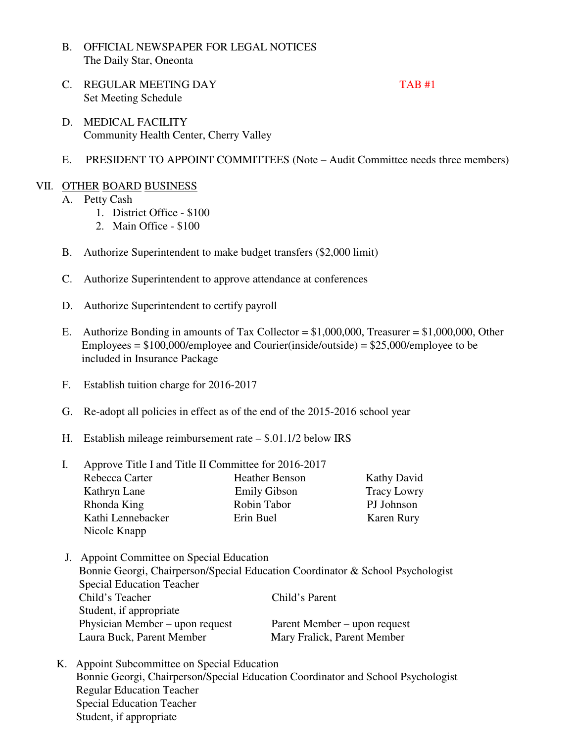B. OFFICIAL NEWSPAPER FOR LEGAL NOTICES
   The Daily Star, Oneonta

C. REGULAR MEETING DAY — TAB #1
   Set Meeting Schedule

D. MEDICAL FACILITY
   Community Health Center, Cherry Valley

E. PRESIDENT TO APPOINT COMMITTEES (Note – Audit Committee needs three members)

VII. OTHER BOARD BUSINESS

A. Petty Cash
   1. District Office - $100
   2. Main Office - $100

B. Authorize Superintendent to make budget transfers ($2,000 limit)

C. Authorize Superintendent to approve attendance at conferences

D. Authorize Superintendent to certify payroll

E. Authorize Bonding in amounts of Tax Collector = $1,000,000, Treasurer = $1,000,000, Other Employees = $100,000/employee and Courier(inside/outside) = $25,000/employee to be included in Insurance Package

F. Establish tuition charge for 2016-2017

G. Re-adopt all policies in effect as of the end of the 2015-2016 school year

H. Establish mileage reimbursement rate – $.01.1/2 below IRS

I. Approve Title I and Title II Committee for 2016-2017

| | | |
|---|---|---|
| Rebecca Carter | Heather Benson | Kathy David |
| Kathryn Lane | Emily Gibson | Tracy Lowry |
| Rhonda King | Robin Tabor | PJ Johnson |
| Kathi Lennebacker | Erin Buel | Karen Rury |
| Nicole Knapp | | |

J. Appoint Committee on Special Education
   Bonnie Georgi, Chairperson/Special Education Coordinator & School Psychologist
   Special Education Teacher
   Child's Teacher — Child's Parent
   Student, if appropriate
   Physician Member – upon request — Parent Member – upon request
   Laura Buck, Parent Member — Mary Fralick, Parent Member

K. Appoint Subcommittee on Special Education
   Bonnie Georgi, Chairperson/Special Education Coordinator and School Psychologist
   Regular Education Teacher
   Special Education Teacher
   Student, if appropriate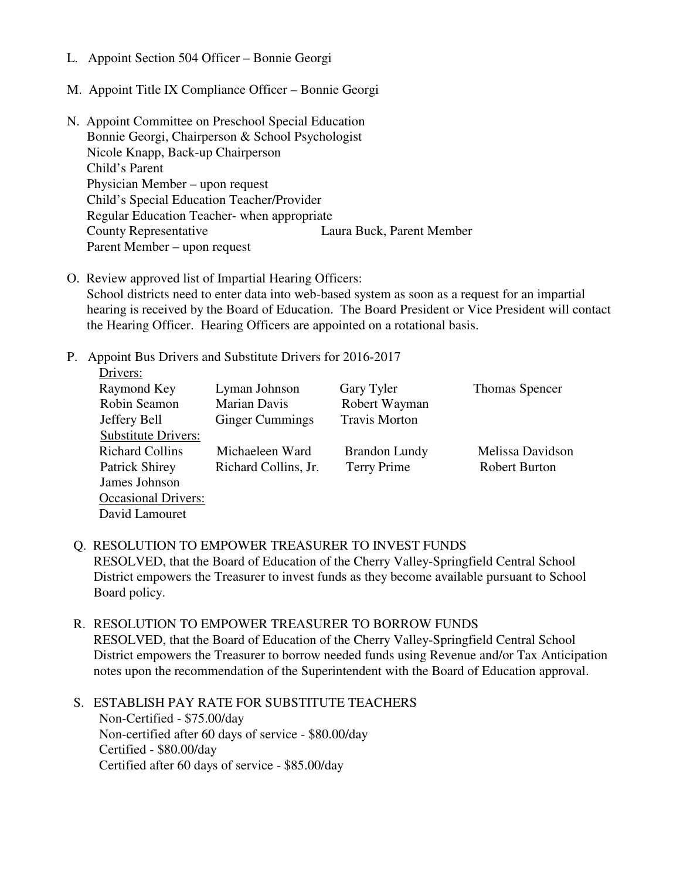L. Appoint Section 504 Officer – Bonnie Georgi

M. Appoint Title IX Compliance Officer – Bonnie Georgi

N. Appoint Committee on Preschool Special Education
   Bonnie Georgi, Chairperson & School Psychologist
   Nicole Knapp, Back-up Chairperson
   Child's Parent
   Physician Member – upon request
   Child's Special Education Teacher/Provider
   Regular Education Teacher- when appropriate
   County Representative                         Laura Buck, Parent Member
   Parent Member – upon request

O. Review approved list of Impartial Hearing Officers:
   School districts need to enter data into web-based system as soon as a request for an impartial hearing is received by the Board of Education. The Board President or Vice President will contact the Hearing Officer. Hearing Officers are appointed on a rotational basis.

P. Appoint Bus Drivers and Substitute Drivers for 2016-2017

<u>Drivers:</u>

| | | | |
|---|---|---|---|
| Raymond Key | Lyman Johnson | Gary Tyler | Thomas Spencer |
| Robin Seamon | Marian Davis | Robert Wayman | |
| Jeffery Bell | Ginger Cummings | Travis Morton | |

<u>Substitute Drivers:</u>

| | | | |
|---|---|---|---|
| Richard Collins | Michaeleen Ward | Brandon Lundy | Melissa Davidson |
| Patrick Shirey | Richard Collins, Jr. | Terry Prime | Robert Burton |
| James Johnson | | | |

<u>Occasional Drivers:</u>

David Lamouret

Q. RESOLUTION TO EMPOWER TREASURER TO INVEST FUNDS
   RESOLVED, that the Board of Education of the Cherry Valley-Springfield Central School District empowers the Treasurer to invest funds as they become available pursuant to School Board policy.

R. RESOLUTION TO EMPOWER TREASURER TO BORROW FUNDS
   RESOLVED, that the Board of Education of the Cherry Valley-Springfield Central School District empowers the Treasurer to borrow needed funds using Revenue and/or Tax Anticipation notes upon the recommendation of the Superintendent with the Board of Education approval.

S. ESTABLISH PAY RATE FOR SUBSTITUTE TEACHERS
   Non-Certified - $75.00/day
   Non-certified after 60 days of service - $80.00/day
   Certified - $80.00/day
   Certified after 60 days of service - $85.00/day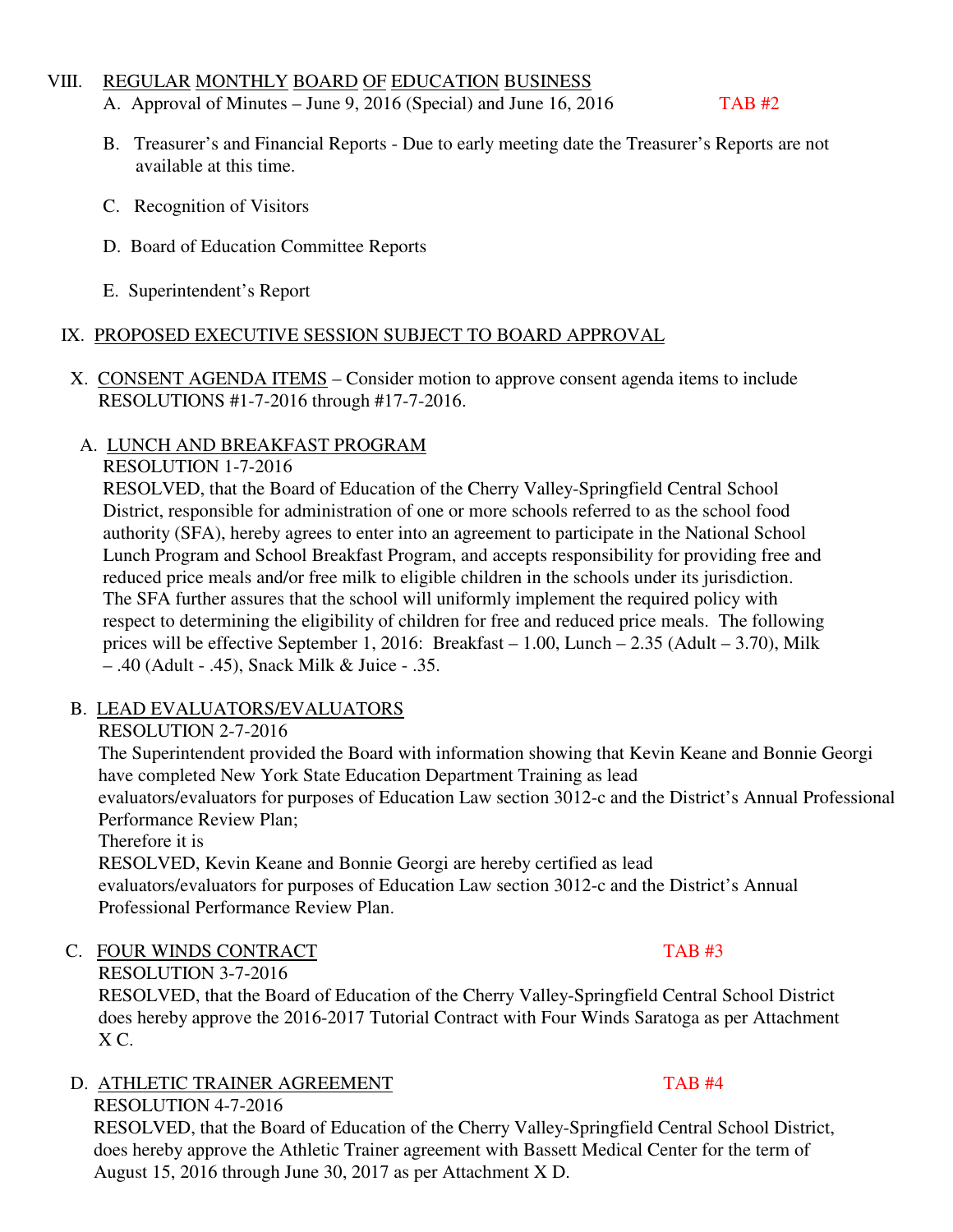VIII. REGULAR MONTHLY BOARD OF EDUCATION BUSINESS

A. Approval of Minutes – June 9, 2016 (Special) and June 16, 2016 TAB #2

B. Treasurer's and Financial Reports - Due to early meeting date the Treasurer's Reports are not available at this time.

C. Recognition of Visitors

D. Board of Education Committee Reports

E. Superintendent's Report

IX. PROPOSED EXECUTIVE SESSION SUBJECT TO BOARD APPROVAL

X. CONSENT AGENDA ITEMS – Consider motion to approve consent agenda items to include RESOLUTIONS #1-7-2016 through #17-7-2016.

A. LUNCH AND BREAKFAST PROGRAM

RESOLUTION 1-7-2016

RESOLVED, that the Board of Education of the Cherry Valley-Springfield Central School District, responsible for administration of one or more schools referred to as the school food authority (SFA), hereby agrees to enter into an agreement to participate in the National School Lunch Program and School Breakfast Program, and accepts responsibility for providing free and reduced price meals and/or free milk to eligible children in the schools under its jurisdiction. The SFA further assures that the school will uniformly implement the required policy with respect to determining the eligibility of children for free and reduced price meals. The following prices will be effective September 1, 2016: Breakfast – 1.00, Lunch – 2.35 (Adult – 3.70), Milk – .40 (Adult - .45), Snack Milk & Juice - .35.

B. LEAD EVALUATORS/EVALUATORS

RESOLUTION 2-7-2016

The Superintendent provided the Board with information showing that Kevin Keane and Bonnie Georgi have completed New York State Education Department Training as lead evaluators/evaluators for purposes of Education Law section 3012-c and the District's Annual Professional Performance Review Plan;

Therefore it is

RESOLVED, Kevin Keane and Bonnie Georgi are hereby certified as lead evaluators/evaluators for purposes of Education Law section 3012-c and the District's Annual Professional Performance Review Plan.

C. FOUR WINDS CONTRACT TAB #3

RESOLUTION 3-7-2016

RESOLVED, that the Board of Education of the Cherry Valley-Springfield Central School District does hereby approve the 2016-2017 Tutorial Contract with Four Winds Saratoga as per Attachment X C.

D. ATHLETIC TRAINER AGREEMENT TAB #4

RESOLUTION 4-7-2016

RESOLVED, that the Board of Education of the Cherry Valley-Springfield Central School District, does hereby approve the Athletic Trainer agreement with Bassett Medical Center for the term of August 15, 2016 through June 30, 2017 as per Attachment X D.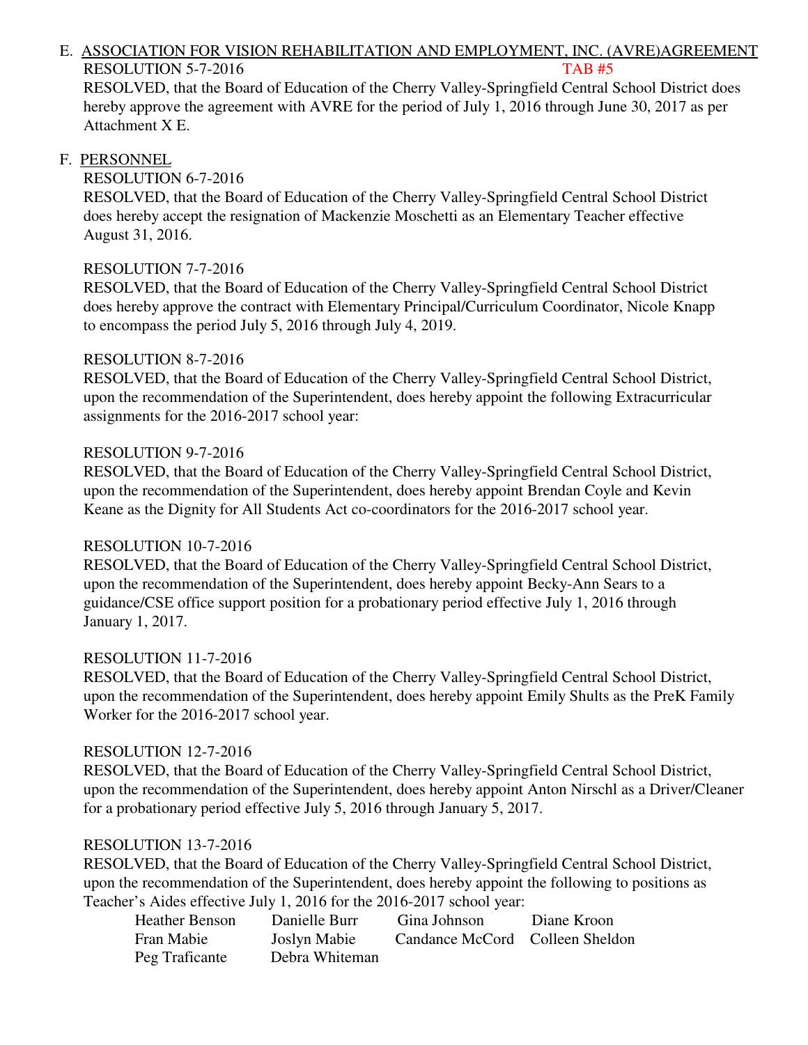E. ASSOCIATION FOR VISION REHABILITATION AND EMPLOYMENT, INC. (AVRE)AGREEMENT

RESOLUTION 5-7-2016 TAB #5

RESOLVED, that the Board of Education of the Cherry Valley-Springfield Central School District does hereby approve the agreement with AVRE for the period of July 1, 2016 through June 30, 2017 as per Attachment X E.

F. PERSONNEL

RESOLUTION 6-7-2016

RESOLVED, that the Board of Education of the Cherry Valley-Springfield Central School District does hereby accept the resignation of Mackenzie Moschetti as an Elementary Teacher effective August 31, 2016.

RESOLUTION 7-7-2016

RESOLVED, that the Board of Education of the Cherry Valley-Springfield Central School District does hereby approve the contract with Elementary Principal/Curriculum Coordinator, Nicole Knapp to encompass the period July 5, 2016 through July 4, 2019.

RESOLUTION 8-7-2016

RESOLVED, that the Board of Education of the Cherry Valley-Springfield Central School District, upon the recommendation of the Superintendent, does hereby appoint the following Extracurricular assignments for the 2016-2017 school year:

RESOLUTION 9-7-2016

RESOLVED, that the Board of Education of the Cherry Valley-Springfield Central School District, upon the recommendation of the Superintendent, does hereby appoint Brendan Coyle and Kevin Keane as the Dignity for All Students Act co-coordinators for the 2016-2017 school year.

RESOLUTION 10-7-2016

RESOLVED, that the Board of Education of the Cherry Valley-Springfield Central School District, upon the recommendation of the Superintendent, does hereby appoint Becky-Ann Sears to a guidance/CSE office support position for a probationary period effective July 1, 2016 through January 1, 2017.

RESOLUTION 11-7-2016

RESOLVED, that the Board of Education of the Cherry Valley-Springfield Central School District, upon the recommendation of the Superintendent, does hereby appoint Emily Shults as the PreK Family Worker for the 2016-2017 school year.

RESOLUTION 12-7-2016

RESOLVED, that the Board of Education of the Cherry Valley-Springfield Central School District, upon the recommendation of the Superintendent, does hereby appoint Anton Nirschl as a Driver/Cleaner for a probationary period effective July 5, 2016 through January 5, 2017.

RESOLUTION 13-7-2016

RESOLVED, that the Board of Education of the Cherry Valley-Springfield Central School District, upon the recommendation of the Superintendent, does hereby appoint the following to positions as Teacher's Aides effective July 1, 2016 for the 2016-2017 school year:

| | | | |
|---|---|---|---|
| Heather Benson | Danielle Burr | Gina Johnson | Diane Kroon |
| Fran Mabie | Joslyn Mabie | Candance McCord | Colleen Sheldon |
| Peg Traficante | Debra Whiteman | | |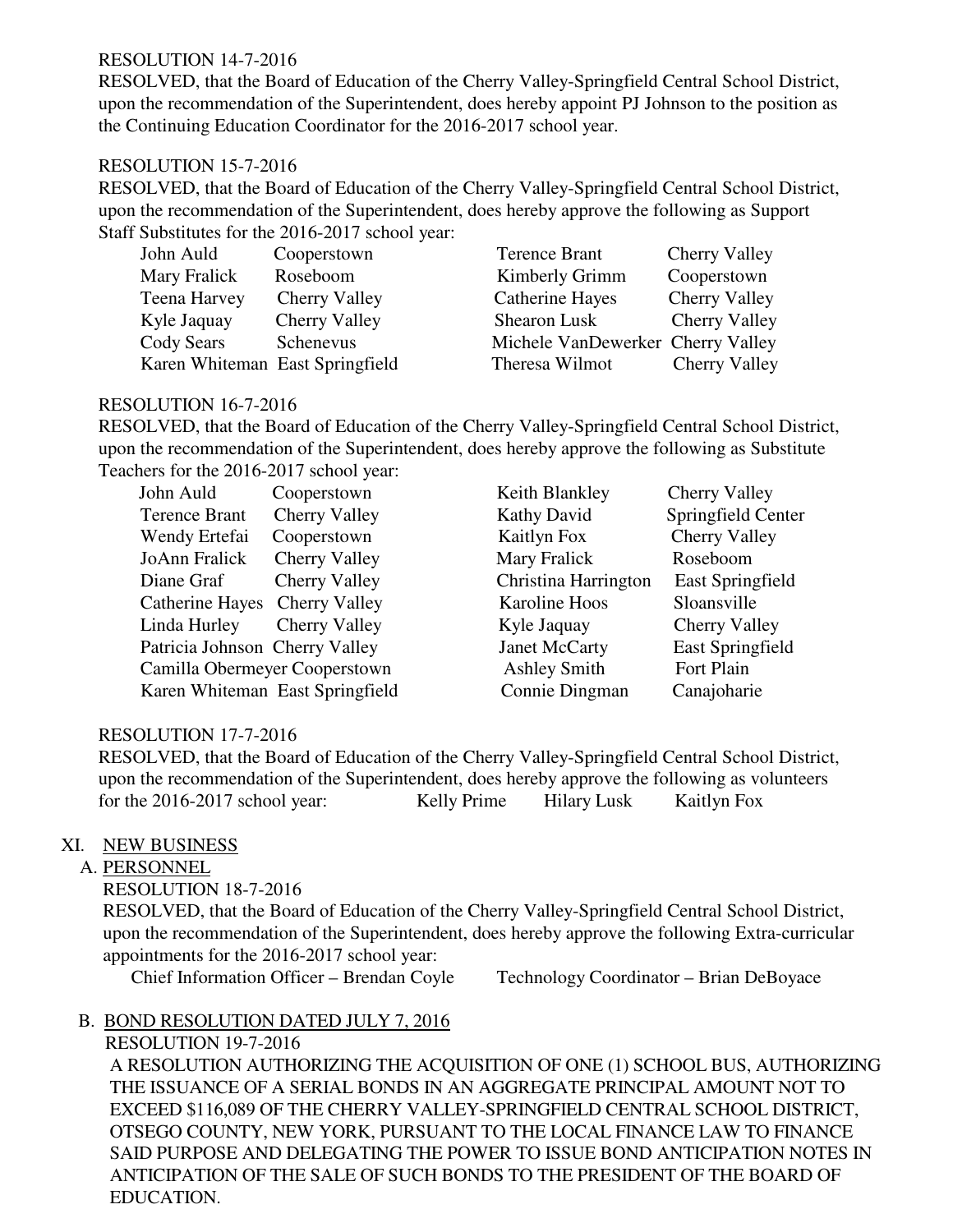RESOLUTION 14-7-2016

RESOLVED, that the Board of Education of the Cherry Valley-Springfield Central School District, upon the recommendation of the Superintendent, does hereby appoint PJ Johnson to the position as the Continuing Education Coordinator for the 2016-2017 school year.

RESOLUTION 15-7-2016

RESOLVED, that the Board of Education of the Cherry Valley-Springfield Central School District, upon the recommendation of the Superintendent, does hereby approve the following as Support Staff Substitutes for the 2016-2017 school year:

| | | | |
|---|---|---|---|
| John Auld | Cooperstown | Terence Brant | Cherry Valley |
| Mary Fralick | Roseboom | Kimberly Grimm | Cooperstown |
| Teena Harvey | Cherry Valley | Catherine Hayes | Cherry Valley |
| Kyle Jaquay | Cherry Valley | Shearon Lusk | Cherry Valley |
| Cody Sears | Schenevus | Michele VanDewerker | Cherry Valley |
| Karen Whiteman | East Springfield | Theresa Wilmot | Cherry Valley |

RESOLUTION 16-7-2016

RESOLVED, that the Board of Education of the Cherry Valley-Springfield Central School District, upon the recommendation of the Superintendent, does hereby approve the following as Substitute Teachers for the 2016-2017 school year:

| | | | |
|---|---|---|---|
| John Auld | Cooperstown | Keith Blankley | Cherry Valley |
| Terence Brant | Cherry Valley | Kathy David | Springfield Center |
| Wendy Ertefai | Cooperstown | Kaitlyn Fox | Cherry Valley |
| JoAnn Fralick | Cherry Valley | Mary Fralick | Roseboom |
| Diane Graf | Cherry Valley | Christina Harrington | East Springfield |
| Catherine Hayes | Cherry Valley | Karoline Hoos | Sloansville |
| Linda Hurley | Cherry Valley | Kyle Jaquay | Cherry Valley |
| Patricia Johnson | Cherry Valley | Janet McCarty | East Springfield |
| Camilla Obermeyer | Cooperstown | Ashley Smith | Fort Plain |
| Karen Whiteman | East Springfield | Connie Dingman | Canajoharie |

RESOLUTION 17-7-2016

RESOLVED, that the Board of Education of the Cherry Valley-Springfield Central School District, upon the recommendation of the Superintendent, does hereby approve the following as volunteers for the 2016-2017 school year: Kelly Prime Hilary Lusk Kaitlyn Fox

XI. NEW BUSINESS

A. PERSONNEL

RESOLUTION 18-7-2016

RESOLVED, that the Board of Education of the Cherry Valley-Springfield Central School District, upon the recommendation of the Superintendent, does hereby approve the following Extra-curricular appointments for the 2016-2017 school year:

Chief Information Officer – Brendan Coyle Technology Coordinator – Brian DeBoyace

B. BOND RESOLUTION DATED JULY 7, 2016

RESOLUTION 19-7-2016

A RESOLUTION AUTHORIZING THE ACQUISITION OF ONE (1) SCHOOL BUS, AUTHORIZING THE ISSUANCE OF A SERIAL BONDS IN AN AGGREGATE PRINCIPAL AMOUNT NOT TO EXCEED $116,089 OF THE CHERRY VALLEY-SPRINGFIELD CENTRAL SCHOOL DISTRICT, OTSEGO COUNTY, NEW YORK, PURSUANT TO THE LOCAL FINANCE LAW TO FINANCE SAID PURPOSE AND DELEGATING THE POWER TO ISSUE BOND ANTICIPATION NOTES IN ANTICIPATION OF THE SALE OF SUCH BONDS TO THE PRESIDENT OF THE BOARD OF EDUCATION.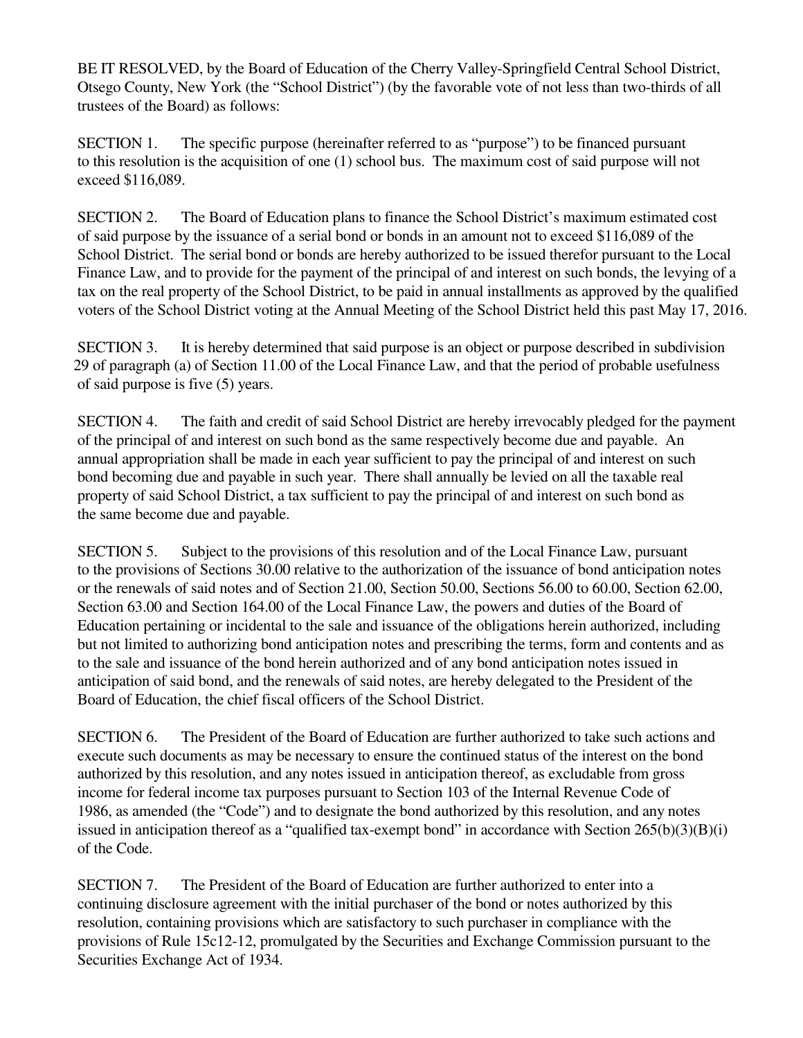BE IT RESOLVED, by the Board of Education of the Cherry Valley-Springfield Central School District, Otsego County, New York (the "School District") (by the favorable vote of not less than two-thirds of all trustees of the Board) as follows:

SECTION 1. The specific purpose (hereinafter referred to as "purpose") to be financed pursuant to this resolution is the acquisition of one (1) school bus. The maximum cost of said purpose will not exceed $116,089.

SECTION 2. The Board of Education plans to finance the School District's maximum estimated cost of said purpose by the issuance of a serial bond or bonds in an amount not to exceed $116,089 of the School District. The serial bond or bonds are hereby authorized to be issued therefor pursuant to the Local Finance Law, and to provide for the payment of the principal of and interest on such bonds, the levying of a tax on the real property of the School District, to be paid in annual installments as approved by the qualified voters of the School District voting at the Annual Meeting of the School District held this past May 17, 2016.

SECTION 3. It is hereby determined that said purpose is an object or purpose described in subdivision 29 of paragraph (a) of Section 11.00 of the Local Finance Law, and that the period of probable usefulness of said purpose is five (5) years.

SECTION 4. The faith and credit of said School District are hereby irrevocably pledged for the payment of the principal of and interest on such bond as the same respectively become due and payable. An annual appropriation shall be made in each year sufficient to pay the principal of and interest on such bond becoming due and payable in such year. There shall annually be levied on all the taxable real property of said School District, a tax sufficient to pay the principal of and interest on such bond as the same become due and payable.

SECTION 5. Subject to the provisions of this resolution and of the Local Finance Law, pursuant to the provisions of Sections 30.00 relative to the authorization of the issuance of bond anticipation notes or the renewals of said notes and of Section 21.00, Section 50.00, Sections 56.00 to 60.00, Section 62.00, Section 63.00 and Section 164.00 of the Local Finance Law, the powers and duties of the Board of Education pertaining or incidental to the sale and issuance of the obligations herein authorized, including but not limited to authorizing bond anticipation notes and prescribing the terms, form and contents and as to the sale and issuance of the bond herein authorized and of any bond anticipation notes issued in anticipation of said bond, and the renewals of said notes, are hereby delegated to the President of the Board of Education, the chief fiscal officers of the School District.

SECTION 6. The President of the Board of Education are further authorized to take such actions and execute such documents as may be necessary to ensure the continued status of the interest on the bond authorized by this resolution, and any notes issued in anticipation thereof, as excludable from gross income for federal income tax purposes pursuant to Section 103 of the Internal Revenue Code of 1986, as amended (the "Code") and to designate the bond authorized by this resolution, and any notes issued in anticipation thereof as a "qualified tax-exempt bond" in accordance with Section 265(b)(3)(B)(i) of the Code.

SECTION 7. The President of the Board of Education are further authorized to enter into a continuing disclosure agreement with the initial purchaser of the bond or notes authorized by this resolution, containing provisions which are satisfactory to such purchaser in compliance with the provisions of Rule 15c12-12, promulgated by the Securities and Exchange Commission pursuant to the Securities Exchange Act of 1934.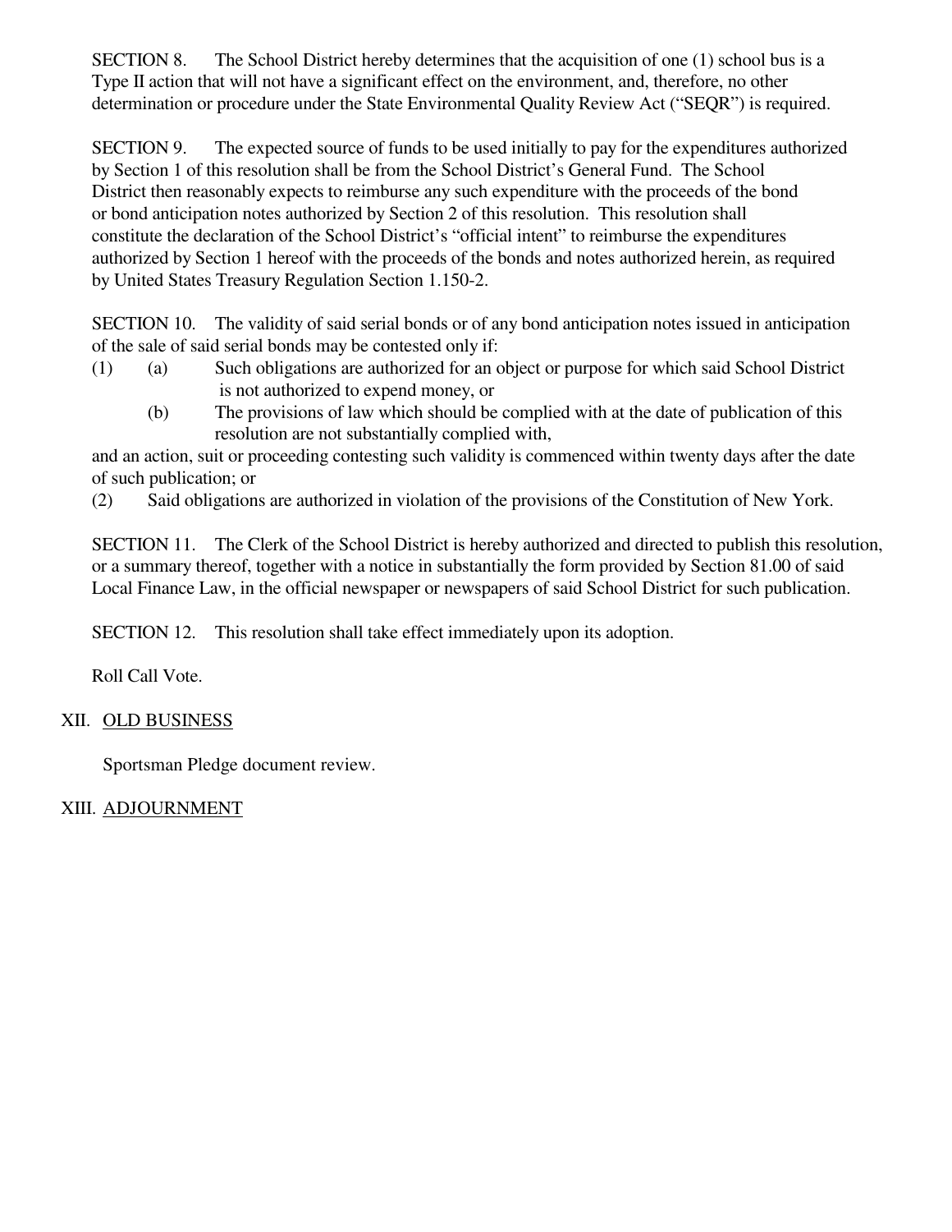SECTION 8. The School District hereby determines that the acquisition of one (1) school bus is a Type II action that will not have a significant effect on the environment, and, therefore, no other determination or procedure under the State Environmental Quality Review Act ("SEQR") is required.

SECTION 9. The expected source of funds to be used initially to pay for the expenditures authorized by Section 1 of this resolution shall be from the School District's General Fund. The School District then reasonably expects to reimburse any such expenditure with the proceeds of the bond or bond anticipation notes authorized by Section 2 of this resolution. This resolution shall constitute the declaration of the School District's "official intent" to reimburse the expenditures authorized by Section 1 hereof with the proceeds of the bonds and notes authorized herein, as required by United States Treasury Regulation Section 1.150-2.

SECTION 10. The validity of said serial bonds or of any bond anticipation notes issued in anticipation of the sale of said serial bonds may be contested only if:

(1) (a) Such obligations are authorized for an object or purpose for which said School District is not authorized to expend money, or

(b) The provisions of law which should be complied with at the date of publication of this resolution are not substantially complied with,

and an action, suit or proceeding contesting such validity is commenced within twenty days after the date of such publication; or

(2) Said obligations are authorized in violation of the provisions of the Constitution of New York.

SECTION 11. The Clerk of the School District is hereby authorized and directed to publish this resolution, or a summary thereof, together with a notice in substantially the form provided by Section 81.00 of said Local Finance Law, in the official newspaper or newspapers of said School District for such publication.

SECTION 12. This resolution shall take effect immediately upon its adoption.

Roll Call Vote.

## XII. OLD BUSINESS

Sportsman Pledge document review.

## XIII. ADJOURNMENT